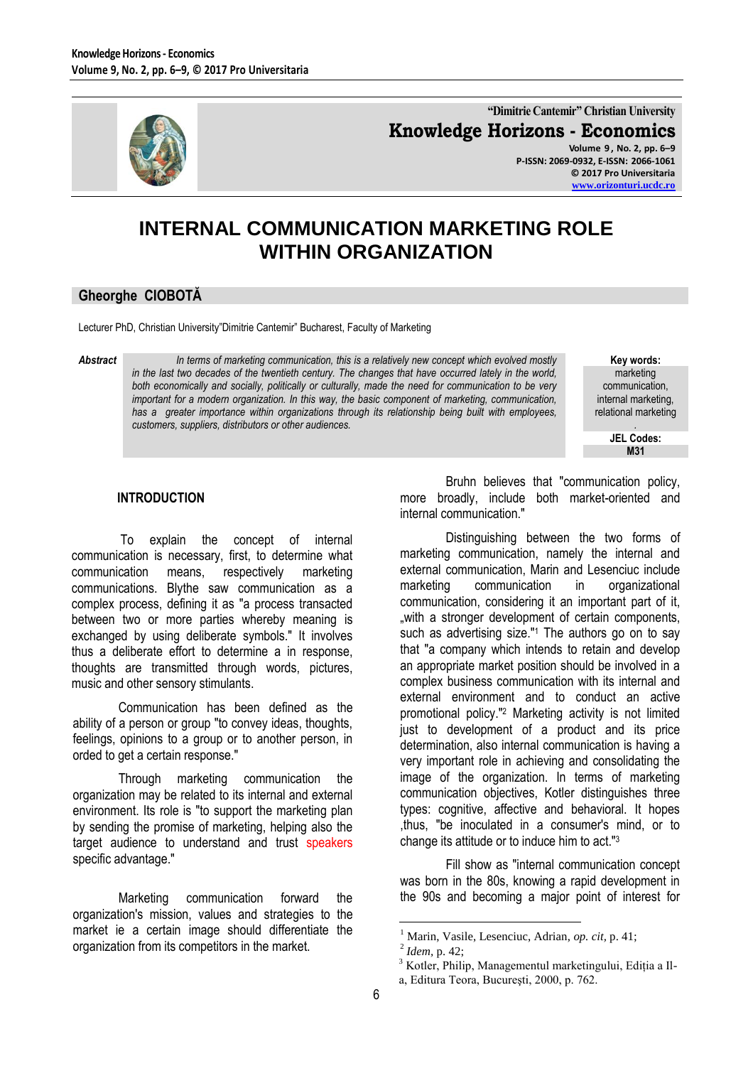“Dimitrie Cantemir” Christian University

**Knowledge Horizons - Economics**

Volume 9, No. 2, pp. 6–9
P-ISSN: 2069-0932, E-ISSN: 2066-1061
© 2017 Pro Universitaria
www.orizonturi.ucdc.ro

# INTERNAL COMMUNICATION MARKETING ROLE WITHIN ORGANIZATION

## Gheorghe CIOBOTĂ

Lecturer PhD, Christian University"Dimitrie Cantemir" Bucharest, Faculty of Marketing

***Abstract*** *In terms of marketing communication, this is a relatively new concept which evolved mostly in the last two decades of the twentieth century. The changes that have occurred lately in the world, both economically and socially, politically or culturally, made the need for communication to be very important for a modern organization. In this way, the basic component of marketing, communication, has a greater importance within organizations through its relationship being built with employees, customers, suppliers, distributors or other audiences.*

**Key words:** marketing communication, internal marketing, relational marketing

**JEL Codes:** M31

### INTRODUCTION

To explain the concept of internal communication is necessary, first, to determine what communication means, respectively marketing communications. Blythe saw communication as a complex process, defining it as "a process transacted between two or more parties whereby meaning is exchanged by using deliberate symbols." It involves thus a deliberate effort to determine a in response, thoughts are transmitted through words, pictures, music and other sensory stimulants.

Communication has been defined as the ability of a person or group "to convey ideas, thoughts, feelings, opinions to a group or to another person, in orded to get a certain response."

Through marketing communication the organization may be related to its internal and external environment. Its role is "to support the marketing plan by sending the promise of marketing, helping also the target audience to understand and trust speakers specific advantage."

Marketing communication forward the organization's mission, values and strategies to the market ie a certain image should differentiate the organization from its competitors in the market.

Bruhn believes that "communication policy, more broadly, include both market-oriented and internal communication."

Distinguishing between the two forms of marketing communication, namely the internal and external communication, Marin and Lesenciuc include marketing communication in organizational communication, considering it an important part of it, „with a stronger development of certain components, such as advertising size."[1] The authors go on to say that "a company which intends to retain and develop an appropriate market position should be involved in a complex business communication with its internal and external environment and to conduct an active promotional policy."[2] Marketing activity is not limited just to development of a product and its price determination, also internal communication is having a very important role in achieving and consolidating the image of the organization. In terms of marketing communication objectives, Kotler distinguishes three types: cognitive, affective and behavioral. It hopes ,thus, "be inoculated in a consumer's mind, or to change its attitude or to induce him to act."[3]

Fill show as "internal communication concept was born in the 80s, knowing a rapid development in the 90s and becoming a major point of interest for

---

[1] Marin, Vasile, Lesenciuc, Adrian, *op. cit*, p. 41;

[2] *Idem*, p. 42;

[3] Kotler, Philip, Managementul marketingului, Ediția a II-a, Editura Teora, București, 2000, p. 762.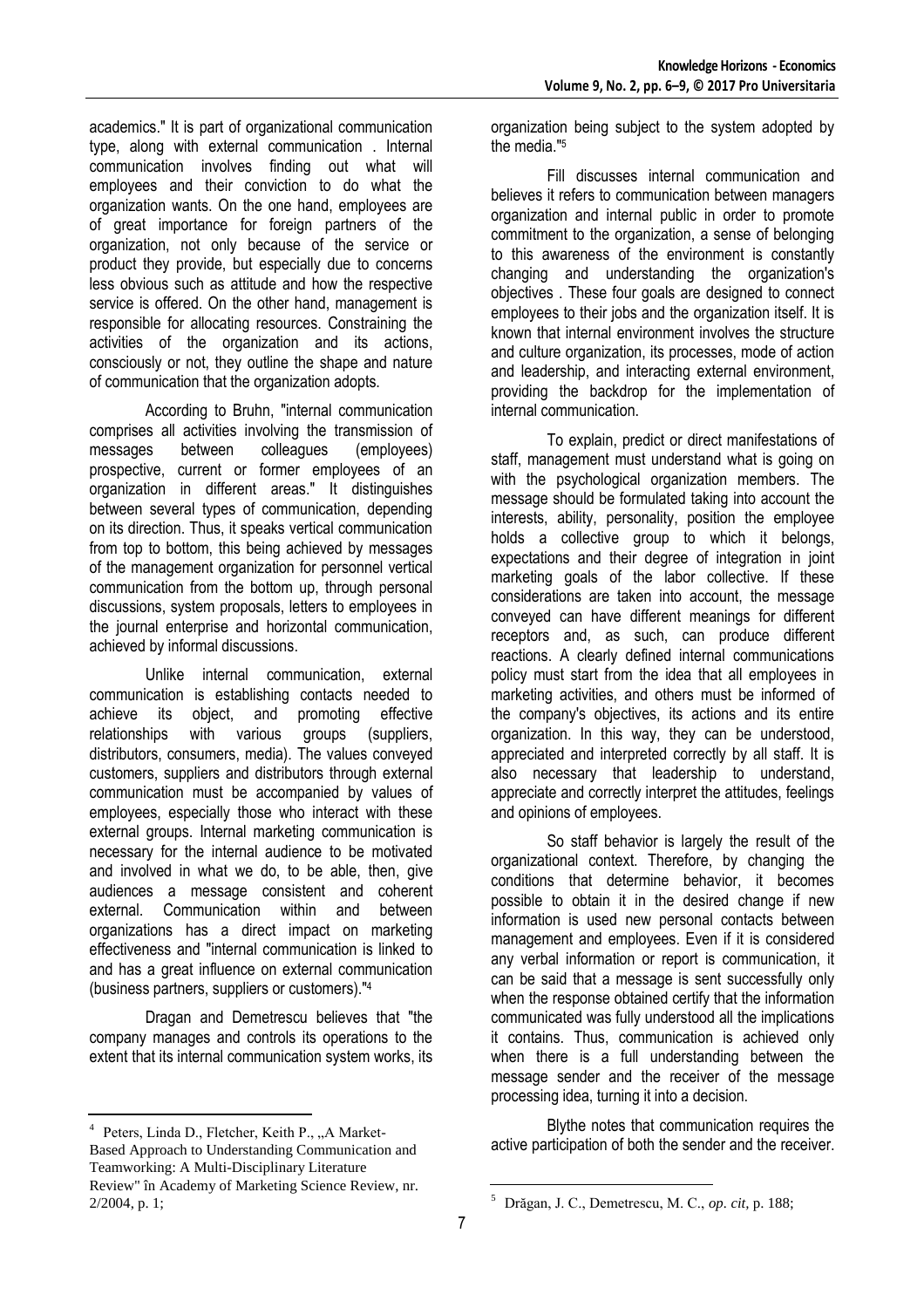academics." It is part of organizational communication type, along with external communication . Internal communication involves finding out what will employees and their conviction to do what the organization wants. On the one hand, employees are of great importance for foreign partners of the organization, not only because of the service or product they provide, but especially due to concerns less obvious such as attitude and how the respective service is offered. On the other hand, management is responsible for allocating resources. Constraining the activities of the organization and its actions, consciously or not, they outline the shape and nature of communication that the organization adopts.

According to Bruhn, "internal communication comprises all activities involving the transmission of messages between colleagues (employees) prospective, current or former employees of an organization in different areas." It distinguishes between several types of communication, depending on its direction. Thus, it speaks vertical communication from top to bottom, this being achieved by messages of the management organization for personnel vertical communication from the bottom up, through personal discussions, system proposals, letters to employees in the journal enterprise and horizontal communication, achieved by informal discussions.

Unlike internal communication, external communication is establishing contacts needed to achieve its object, and promoting effective relationships with various groups (suppliers, distributors, consumers, media). The values conveyed customers, suppliers and distributors through external communication must be accompanied by values of employees, especially those who interact with these external groups. Internal marketing communication is necessary for the internal audience to be motivated and involved in what we do, to be able, then, give audiences a message consistent and coherent external. Communication within and between organizations has a direct impact on marketing effectiveness and "internal communication is linked to and has a great influence on external communication (business partners, suppliers or customers)."[4]

Dragan and Demetrescu believes that "the company manages and controls its operations to the extent that its internal communication system works, its organization being subject to the system adopted by the media."[5]

Fill discusses internal communication and believes it refers to communication between managers organization and internal public in order to promote commitment to the organization, a sense of belonging to this awareness of the environment is constantly changing and understanding the organization's objectives . These four goals are designed to connect employees to their jobs and the organization itself. It is known that internal environment involves the structure and culture organization, its processes, mode of action and leadership, and interacting external environment, providing the backdrop for the implementation of internal communication.

To explain, predict or direct manifestations of staff, management must understand what is going on with the psychological organization members. The message should be formulated taking into account the interests, ability, personality, position the employee holds a collective group to which it belongs, expectations and their degree of integration in joint marketing goals of the labor collective. If these considerations are taken into account, the message conveyed can have different meanings for different receptors and, as such, can produce different reactions. A clearly defined internal communications policy must start from the idea that all employees in marketing activities, and others must be informed of the company's objectives, its actions and its entire organization. In this way, they can be understood, appreciated and interpreted correctly by all staff. It is also necessary that leadership to understand, appreciate and correctly interpret the attitudes, feelings and opinions of employees.

So staff behavior is largely the result of the organizational context. Therefore, by changing the conditions that determine behavior, it becomes possible to obtain it in the desired change if new information is used new personal contacts between management and employees. Even if it is considered any verbal information or report is communication, it can be said that a message is sent successfully only when the response obtained certify that the information communicated was fully understood all the implications it contains. Thus, communication is achieved only when there is a full understanding between the message sender and the receiver of the message processing idea, turning it into a decision.

Blythe notes that communication requires the active participation of both the sender and the receiver.

---

[4] Peters, Linda D., Fletcher, Keith P., „A Market-Based Approach to Understanding Communication and Teamworking: A Multi-Disciplinary Literature Review" în Academy of Marketing Science Review, nr. 2/2004, p. 1;

[5] Drăgan, J. C., Demetrescu, M. C., *op. cit*, p. 188;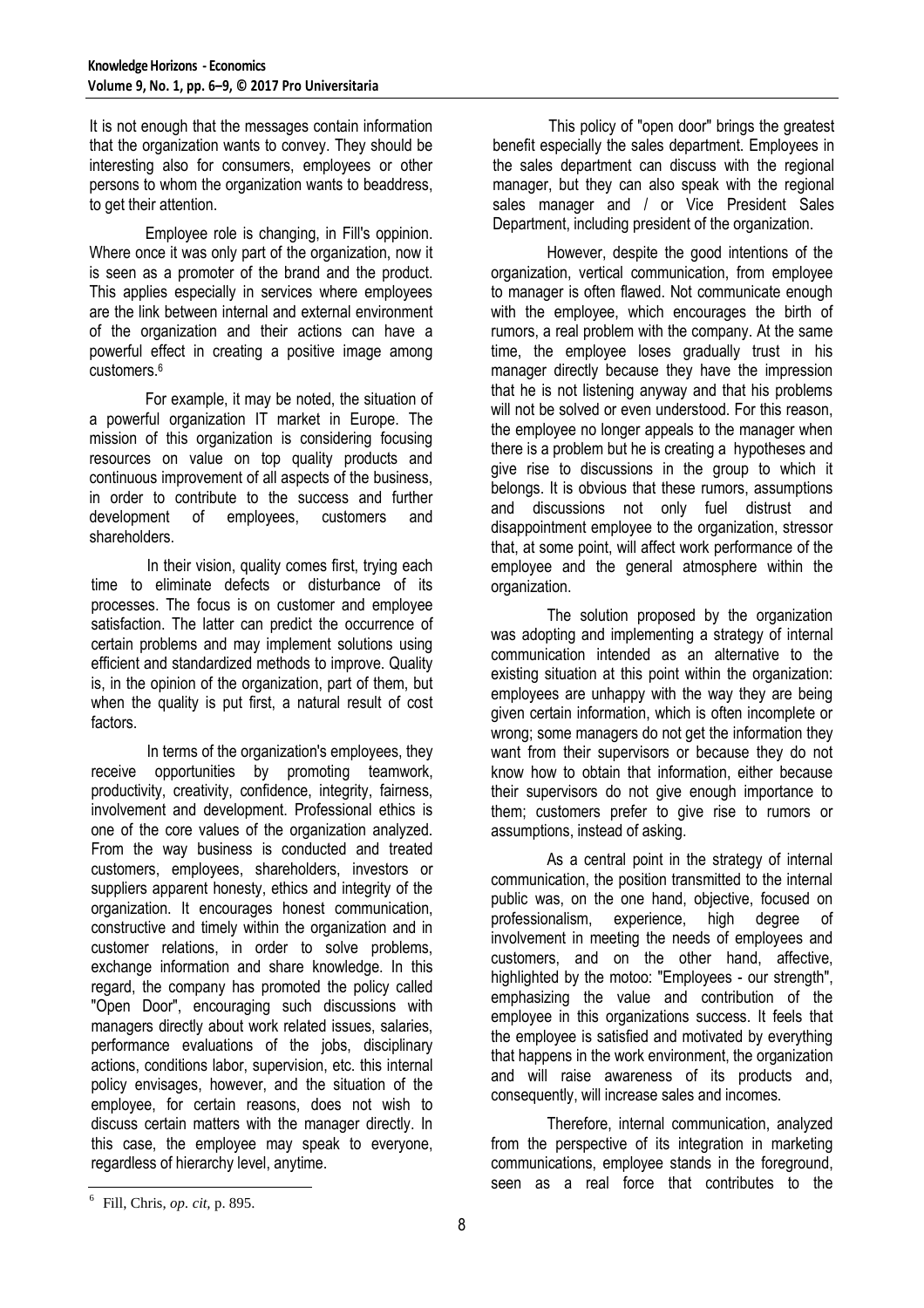It is not enough that the messages contain information that the organization wants to convey. They should be interesting also for consumers, employees or other persons to whom the organization wants to beaddress, to get their attention.

Employee role is changing, in Fill's oppinion. Where once it was only part of the organization, now it is seen as a promoter of the brand and the product. This applies especially in services where employees are the link between internal and external environment of the organization and their actions can have a powerful effect in creating a positive image among customers.[6]

For example, it may be noted, the situation of a powerful organization IT market in Europe. The mission of this organization is considering focusing resources on value on top quality products and continuous improvement of all aspects of the business, in order to contribute to the success and further development of employees, customers and shareholders.

In their vision, quality comes first, trying each time to eliminate defects or disturbance of its processes. The focus is on customer and employee satisfaction. The latter can predict the occurrence of certain problems and may implement solutions using efficient and standardized methods to improve. Quality is, in the opinion of the organization, part of them, but when the quality is put first, a natural result of cost factors.

In terms of the organization's employees, they receive opportunities by promoting teamwork, productivity, creativity, confidence, integrity, fairness, involvement and development. Professional ethics is one of the core values of the organization analyzed. From the way business is conducted and treated customers, employees, shareholders, investors or suppliers apparent honesty, ethics and integrity of the organization. It encourages honest communication, constructive and timely within the organization and in customer relations, in order to solve problems, exchange information and share knowledge. In this regard, the company has promoted the policy called "Open Door", encouraging such discussions with managers directly about work related issues, salaries, performance evaluations of the jobs, disciplinary actions, conditions labor, supervision, etc. this internal policy envisages, however, and the situation of the employee, for certain reasons, does not wish to discuss certain matters with the manager directly. In this case, the employee may speak to everyone, regardless of hierarchy level, anytime.

This policy of "open door" brings the greatest benefit especially the sales department. Employees in the sales department can discuss with the regional manager, but they can also speak with the regional sales manager and / or Vice President Sales Department, including president of the organization.

However, despite the good intentions of the organization, vertical communication, from employee to manager is often flawed. Not communicate enough with the employee, which encourages the birth of rumors, a real problem with the company. At the same time, the employee loses gradually trust in his manager directly because they have the impression that he is not listening anyway and that his problems will not be solved or even understood. For this reason, the employee no longer appeals to the manager when there is a problem but he is creating a hypotheses and give rise to discussions in the group to which it belongs. It is obvious that these rumors, assumptions and discussions not only fuel distrust and disappointment employee to the organization, stressor that, at some point, will affect work performance of the employee and the general atmosphere within the organization.

The solution proposed by the organization was adopting and implementing a strategy of internal communication intended as an alternative to the existing situation at this point within the organization: employees are unhappy with the way they are being given certain information, which is often incomplete or wrong; some managers do not get the information they want from their supervisors or because they do not know how to obtain that information, either because their supervisors do not give enough importance to them; customers prefer to give rise to rumors or assumptions, instead of asking.

As a central point in the strategy of internal communication, the position transmitted to the internal public was, on the one hand, objective, focused on professionalism, experience, high degree of involvement in meeting the needs of employees and customers, and on the other hand, affective, highlighted by the motoo: "Employees - our strength", emphasizing the value and contribution of the employee in this organizations success. It feels that the employee is satisfied and motivated by everything that happens in the work environment, the organization and will raise awareness of its products and, consequently, will increase sales and incomes.

Therefore, internal communication, analyzed from the perspective of its integration in marketing communications, employee stands in the foreground, seen as a real force that contributes to the

[6] Fill, Chris, *op. cit*, p. 895.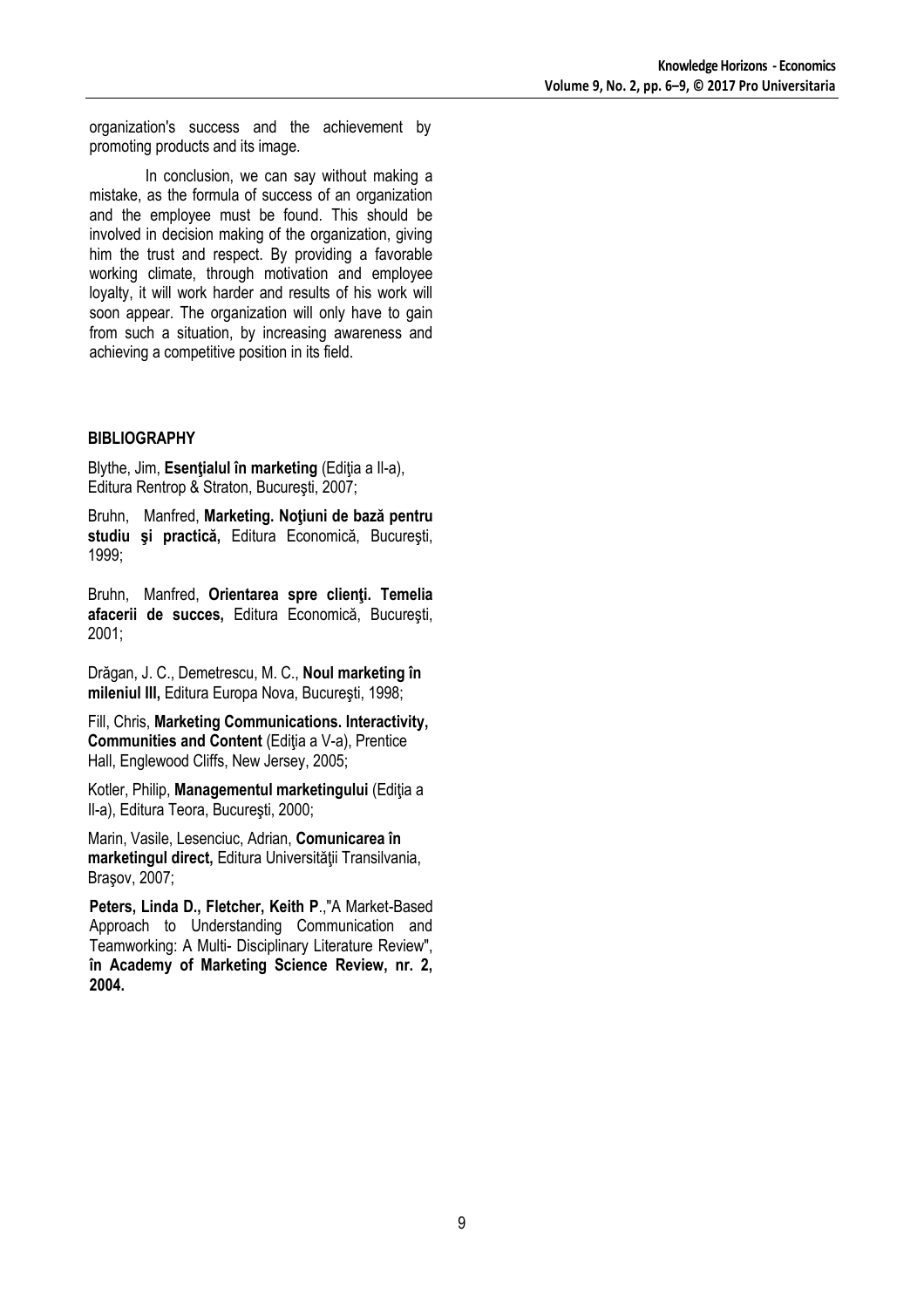organization's success and the achievement by promoting products and its image.

In conclusion, we can say without making a mistake, as the formula of success of an organization and the employee must be found. This should be involved in decision making of the organization, giving him the trust and respect. By providing a favorable working climate, through motivation and employee loyalty, it will work harder and results of his work will soon appear. The organization will only have to gain from such a situation, by increasing awareness and achieving a competitive position in its field.

## BIBLIOGRAPHY

Blythe, Jim, **Esenţialul în marketing** (Ediţia a II-a), Editura Rentrop & Straton, Bucureşti, 2007;

Bruhn, Manfred, **Marketing. Noţiuni de bază pentru studiu şi practică,** Editura Economică, Bucureşti, 1999;

Bruhn, Manfred, **Orientarea spre clienţi. Temelia afacerii de succes,** Editura Economică, Bucureşti, 2001;

Drăgan, J. C., Demetrescu, M. C., **Noul marketing în mileniul III,** Editura Europa Nova, Bucureşti, 1998;

Fill, Chris, **Marketing Communications. Interactivity, Communities and Content** (Ediţia a V-a), Prentice Hall, Englewood Cliffs, New Jersey, 2005;

Kotler, Philip, **Managementul marketingului** (Ediţia a II-a), Editura Teora, Bucureşti, 2000;

Marin, Vasile, Lesenciuc, Adrian, **Comunicarea în marketingul direct,** Editura Universităţii Transilvania, Braşov, 2007;

**Peters, Linda D., Fletcher, Keith P**.,"A Market-Based Approach to Understanding Communication and Teamworking: A Multi- Disciplinary Literature Review", **în Academy of Marketing Science Review, nr. 2, 2004.**